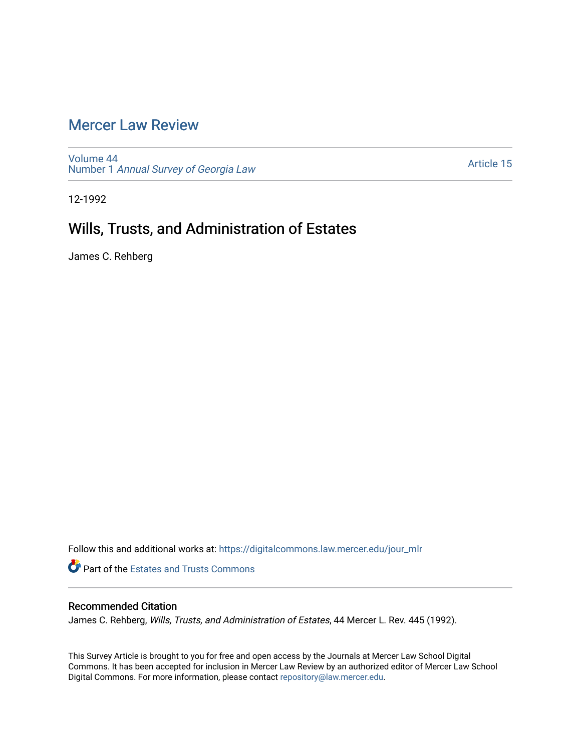# Mercer Law Review

Volume 44
Number 1 *Annual Survey of Georgia Law*

Article 15

12-1992

## Wills, Trusts, and Administration of Estates

James C. Rehberg

Follow this and additional works at: https://digitalcommons.law.mercer.edu/jour_mlr

Part of the Estates and Trusts Commons

### Recommended Citation

James C. Rehberg, *Wills, Trusts, and Administration of Estates*, 44 Mercer L. Rev. 445 (1992).

This Survey Article is brought to you for free and open access by the Journals at Mercer Law School Digital Commons. It has been accepted for inclusion in Mercer Law Review by an authorized editor of Mercer Law School Digital Commons. For more information, please contact repository@law.mercer.edu.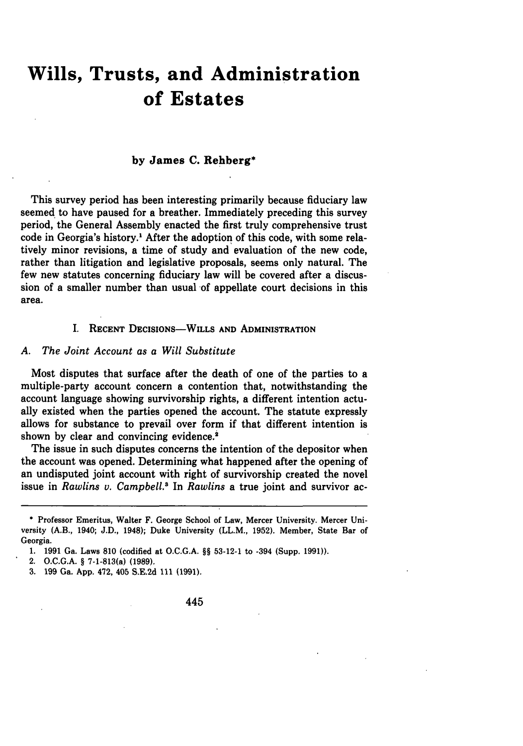# Wills, Trusts, and Administration of Estates

**by James C. Rehberg***

This survey period has been interesting primarily because fiduciary law seemed to have paused for a breather. Immediately preceding this survey period, the General Assembly enacted the first truly comprehensive trust code in Georgia's history.[1] After the adoption of this code, with some relatively minor revisions, a time of study and evaluation of the new code, rather than litigation and legislative proposals, seems only natural. The few new statutes concerning fiduciary law will be covered after a discussion of a smaller number than usual of appellate court decisions in this area.

## I. Recent Decisions—Wills and Administration

### A. *The Joint Account as a Will Substitute*

Most disputes that surface after the death of one of the parties to a multiple-party account concern a contention that, notwithstanding the account language showing survivorship rights, a different intention actually existed when the parties opened the account. The statute expressly allows for substance to prevail over form if that different intention is shown by clear and convincing evidence.[2]

The issue in such disputes concerns the intention of the depositor when the account was opened. Determining what happened after the opening of an undisputed joint account with right of survivorship created the novel issue in *Rawlins v. Campbell*.[3] In *Rawlins* a true joint and survivor ac-

---

\* Professor Emeritus, Walter F. George School of Law, Mercer University. Mercer University (A.B., 1940; J.D., 1948); Duke University (LL.M., 1952). Member, State Bar of Georgia.

1. 1991 Ga. Laws 810 (codified at O.C.G.A. §§ 53-12-1 to -394 (Supp. 1991)).
2. O.C.G.A. § 7-1-813(a) (1989).
3. 199 Ga. App. 472, 405 S.E.2d 111 (1991).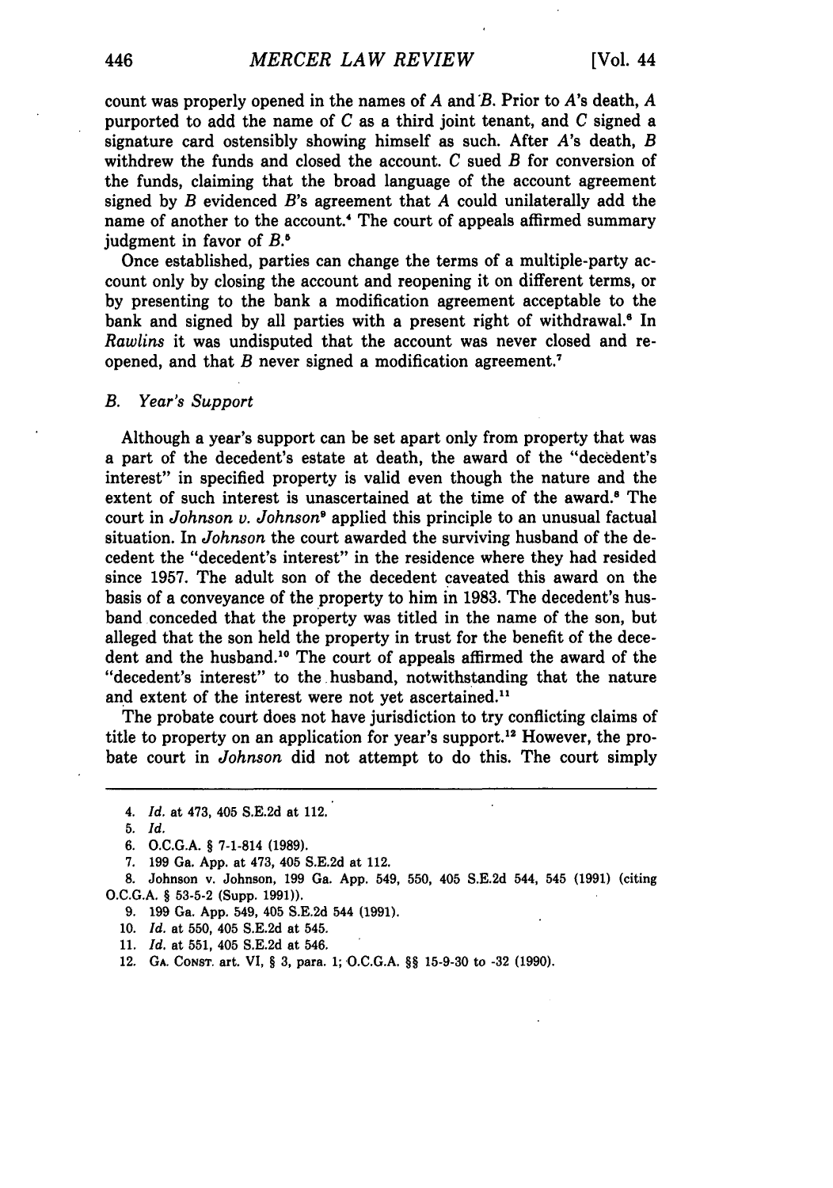count was properly opened in the names of *A* and *B*. Prior to *A*'s death, *A* purported to add the name of *C* as a third joint tenant, and *C* signed a signature card ostensibly showing himself as such. After *A*'s death, *B* withdrew the funds and closed the account. *C* sued *B* for conversion of the funds, claiming that the broad language of the account agreement signed by *B* evidenced *B*'s agreement that *A* could unilaterally add the name of another to the account.[4] The court of appeals affirmed summary judgment in favor of *B*.[5]

Once established, parties can change the terms of a multiple-party account only by closing the account and reopening it on different terms, or by presenting to the bank a modification agreement acceptable to the bank and signed by all parties with a present right of withdrawal.[6] In *Rawlins* it was undisputed that the account was never closed and reopened, and that *B* never signed a modification agreement.[7]

### B. Year's Support

Although a year's support can be set apart only from property that was a part of the decedent's estate at death, the award of the "decedent's interest" in specified property is valid even though the nature and the extent of such interest is unascertained at the time of the award.[8] The court in *Johnson v. Johnson*[9] applied this principle to an unusual factual situation. In *Johnson* the court awarded the surviving husband of the decedent the "decedent's interest" in the residence where they had resided since 1957. The adult son of the decedent caveated this award on the basis of a conveyance of the property to him in 1983. The decedent's husband conceded that the property was titled in the name of the son, but alleged that the son held the property in trust for the benefit of the decedent and the husband.[10] The court of appeals affirmed the award of the "decedent's interest" to the husband, notwithstanding that the nature and extent of the interest were not yet ascertained.[11]

The probate court does not have jurisdiction to try conflicting claims of title to property on an application for year's support.[12] However, the probate court in *Johnson* did not attempt to do this. The court simply

---

4. *Id.* at 473, 405 S.E.2d at 112.
5. *Id.*
6. O.C.G.A. § 7-1-814 (1989).
7. 199 Ga. App. at 473, 405 S.E.2d at 112.
8. Johnson v. Johnson, 199 Ga. App. 549, 550, 405 S.E.2d 544, 545 (1991) (citing O.C.G.A. § 53-5-2 (Supp. 1991)).
9. 199 Ga. App. 549, 405 S.E.2d 544 (1991).
10. *Id.* at 550, 405 S.E.2d at 545.
11. *Id.* at 551, 405 S.E.2d at 546.
12. GA. CONST. art. VI, § 3, para. 1; O.C.G.A. §§ 15-9-30 to -32 (1990).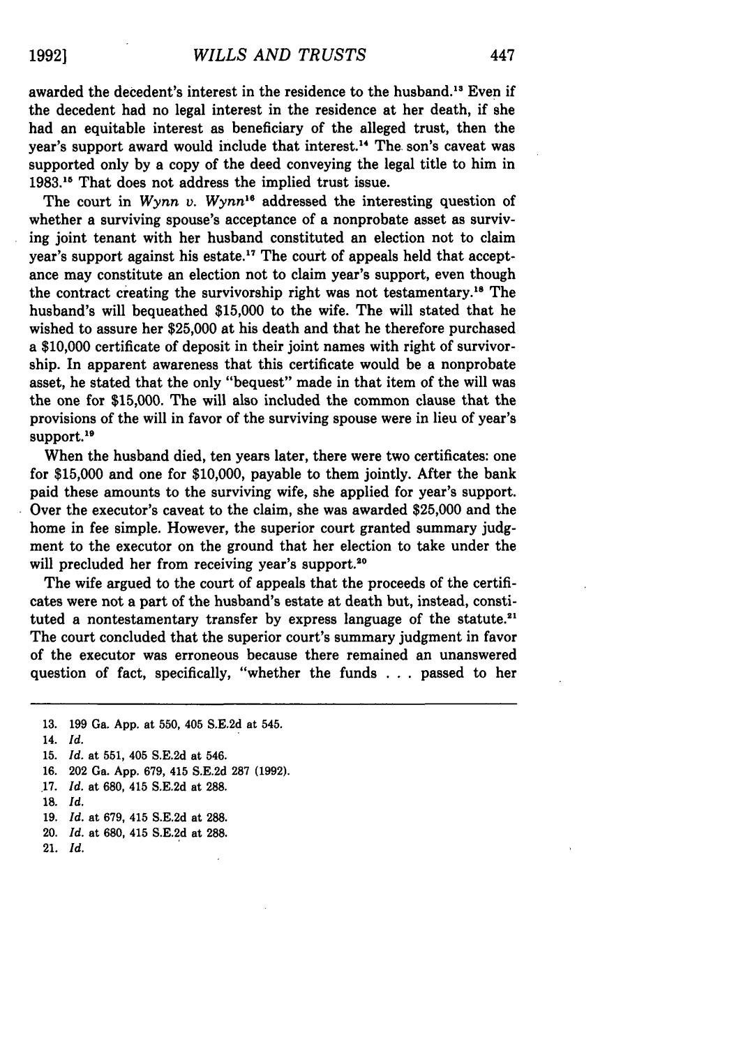awarded the decedent's interest in the residence to the husband.[13] Even if the decedent had no legal interest in the residence at her death, if she had an equitable interest as beneficiary of the alleged trust, then the year's support award would include that interest.[14] The son's caveat was supported only by a copy of the deed conveying the legal title to him in 1983.[15] That does not address the implied trust issue.

The court in *Wynn v. Wynn*[16] addressed the interesting question of whether a surviving spouse's acceptance of a nonprobate asset as surviving joint tenant with her husband constituted an election not to claim year's support against his estate.[17] The court of appeals held that acceptance may constitute an election not to claim year's support, even though the contract creating the survivorship right was not testamentary.[18] The husband's will bequeathed $15,000 to the wife. The will stated that he wished to assure her $25,000 at his death and that he therefore purchased a $10,000 certificate of deposit in their joint names with right of survivorship. In apparent awareness that this certificate would be a nonprobate asset, he stated that the only "bequest" made in that item of the will was the one for $15,000. The will also included the common clause that the provisions of the will in favor of the surviving spouse were in lieu of year's support.[19]

When the husband died, ten years later, there were two certificates: one for $15,000 and one for $10,000, payable to them jointly. After the bank paid these amounts to the surviving wife, she applied for year's support. Over the executor's caveat to the claim, she was awarded $25,000 and the home in fee simple. However, the superior court granted summary judgment to the executor on the ground that her election to take under the will precluded her from receiving year's support.[20]

The wife argued to the court of appeals that the proceeds of the certificates were not a part of the husband's estate at death but, instead, constituted a nontestamentary transfer by express language of the statute.[21] The court concluded that the superior court's summary judgment in favor of the executor was erroneous because there remained an unanswered question of fact, specifically, "whether the funds . . . passed to her

---

13. 199 Ga. App. at 550, 405 S.E.2d at 545.
14. *Id.*
15. *Id.* at 551, 405 S.E.2d at 546.
16. 202 Ga. App. 679, 415 S.E.2d 287 (1992).
17. *Id.* at 680, 415 S.E.2d at 288.
18. *Id.*
19. *Id.* at 679, 415 S.E.2d at 288.
20. *Id.* at 680, 415 S.E.2d at 288.
21. *Id.*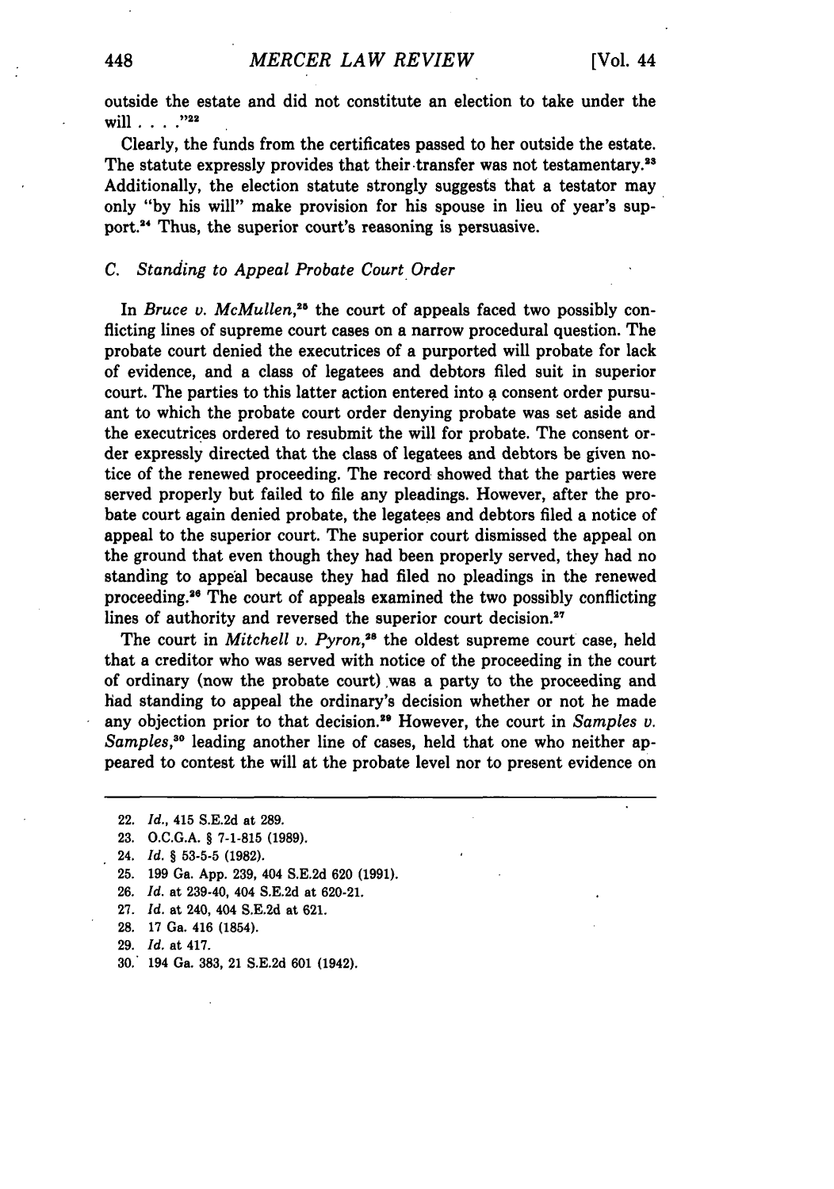outside the estate and did not constitute an election to take under the will . . . ."[22]

Clearly, the funds from the certificates passed to her outside the estate. The statute expressly provides that their transfer was not testamentary.[23] Additionally, the election statute strongly suggests that a testator may only "by his will" make provision for his spouse in lieu of year's support.[24] Thus, the superior court's reasoning is persuasive.

### C. Standing to Appeal Probate Court Order

In *Bruce v. McMullen*,[25] the court of appeals faced two possibly conflicting lines of supreme court cases on a narrow procedural question. The probate court denied the executrices of a purported will probate for lack of evidence, and a class of legatees and debtors filed suit in superior court. The parties to this latter action entered into a consent order pursuant to which the probate court order denying probate was set aside and the executrices ordered to resubmit the will for probate. The consent order expressly directed that the class of legatees and debtors be given notice of the renewed proceeding. The record showed that the parties were served properly but failed to file any pleadings. However, after the probate court again denied probate, the legatees and debtors filed a notice of appeal to the superior court. The superior court dismissed the appeal on the ground that even though they had been properly served, they had no standing to appeal because they had filed no pleadings in the renewed proceeding.[26] The court of appeals examined the two possibly conflicting lines of authority and reversed the superior court decision.[27]

The court in *Mitchell v. Pyron*,[28] the oldest supreme court case, held that a creditor who was served with notice of the proceeding in the court of ordinary (now the probate court) was a party to the proceeding and had standing to appeal the ordinary's decision whether or not he made any objection prior to that decision.[29] However, the court in *Samples v. Samples*,[30] leading another line of cases, held that one who neither appeared to contest the will at the probate level nor to present evidence on

---

22. *Id.*, 415 S.E.2d at 289.
23. O.C.G.A. § 7-1-815 (1989).
24. *Id.* § 53-5-5 (1982).
25. 199 Ga. App. 239, 404 S.E.2d 620 (1991).
26. *Id.* at 239-40, 404 S.E.2d at 620-21.
27. *Id.* at 240, 404 S.E.2d at 621.
28. 17 Ga. 416 (1854).
29. *Id.* at 417.
30. 194 Ga. 383, 21 S.E.2d 601 (1942).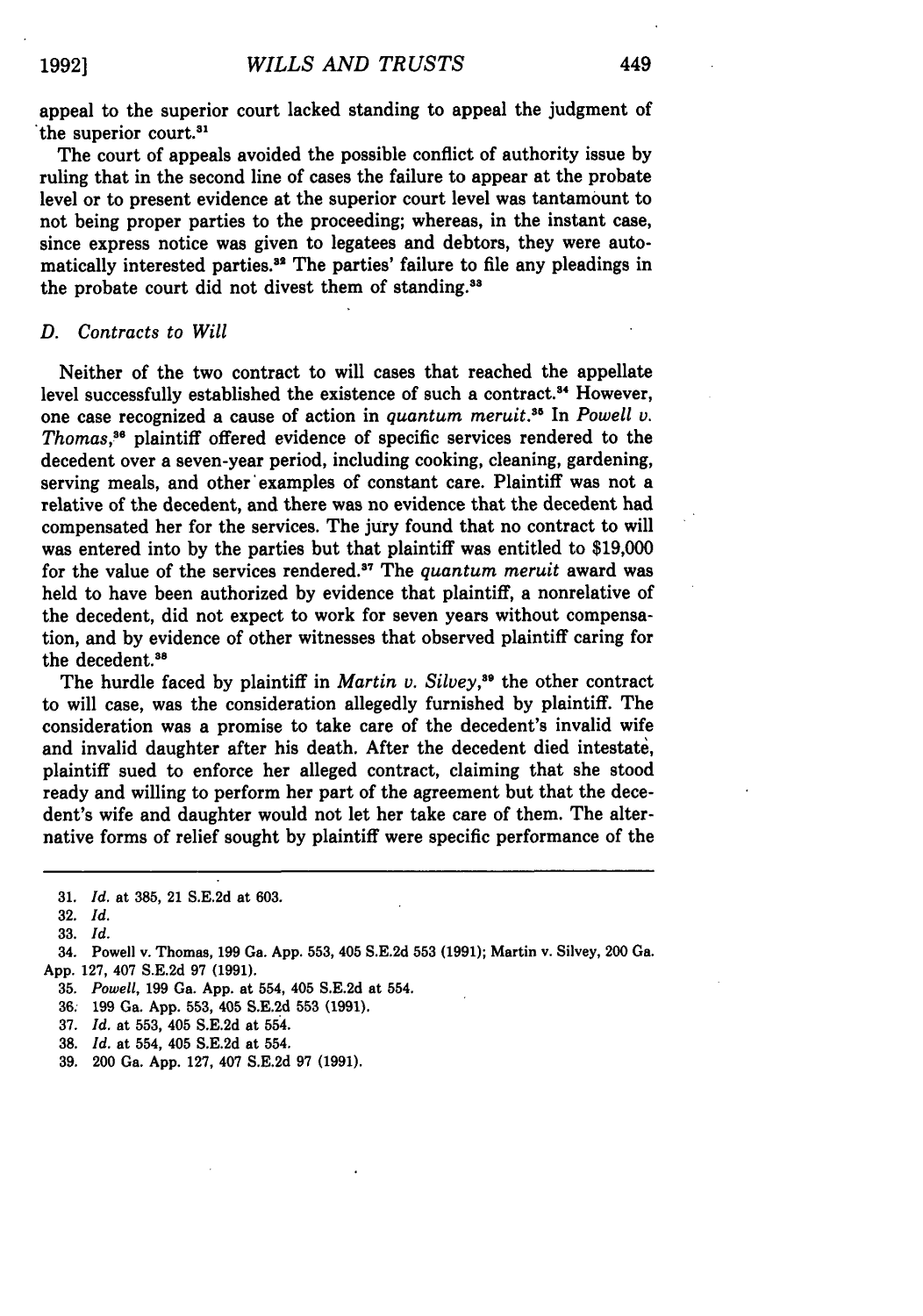appeal to the superior court lacked standing to appeal the judgment of the superior court.[31]

The court of appeals avoided the possible conflict of authority issue by ruling that in the second line of cases the failure to appear at the probate level or to present evidence at the superior court level was tantamount to not being proper parties to the proceeding; whereas, in the instant case, since express notice was given to legatees and debtors, they were automatically interested parties.[32] The parties' failure to file any pleadings in the probate court did not divest them of standing.[33]

### D. Contracts to Will

Neither of the two contract to will cases that reached the appellate level successfully established the existence of such a contract.[34] However, one case recognized a cause of action in *quantum meruit*.[35] In *Powell v. Thomas*,[36] plaintiff offered evidence of specific services rendered to the decedent over a seven-year period, including cooking, cleaning, gardening, serving meals, and other examples of constant care. Plaintiff was not a relative of the decedent, and there was no evidence that the decedent had compensated her for the services. The jury found that no contract to will was entered into by the parties but that plaintiff was entitled to $19,000 for the value of the services rendered.[37] The *quantum meruit* award was held to have been authorized by evidence that plaintiff, a nonrelative of the decedent, did not expect to work for seven years without compensation, and by evidence of other witnesses that observed plaintiff caring for the decedent.[38]

The hurdle faced by plaintiff in *Martin v. Silvey*,[39] the other contract to will case, was the consideration allegedly furnished by plaintiff. The consideration was a promise to take care of the decedent's invalid wife and invalid daughter after his death. After the decedent died intestate, plaintiff sued to enforce her alleged contract, claiming that she stood ready and willing to perform her part of the agreement but that the decedent's wife and daughter would not let her take care of them. The alternative forms of relief sought by plaintiff were specific performance of the

---

31. *Id.* at 385, 21 S.E.2d at 603.
32. *Id.*
33. *Id.*
34. Powell v. Thomas, 199 Ga. App. 553, 405 S.E.2d 553 (1991); Martin v. Silvey, 200 Ga. App. 127, 407 S.E.2d 97 (1991).
35. *Powell*, 199 Ga. App. at 554, 405 S.E.2d at 554.
36. 199 Ga. App. 553, 405 S.E.2d 553 (1991).
37. *Id.* at 553, 405 S.E.2d at 554.
38. *Id.* at 554, 405 S.E.2d at 554.
39. 200 Ga. App. 127, 407 S.E.2d 97 (1991).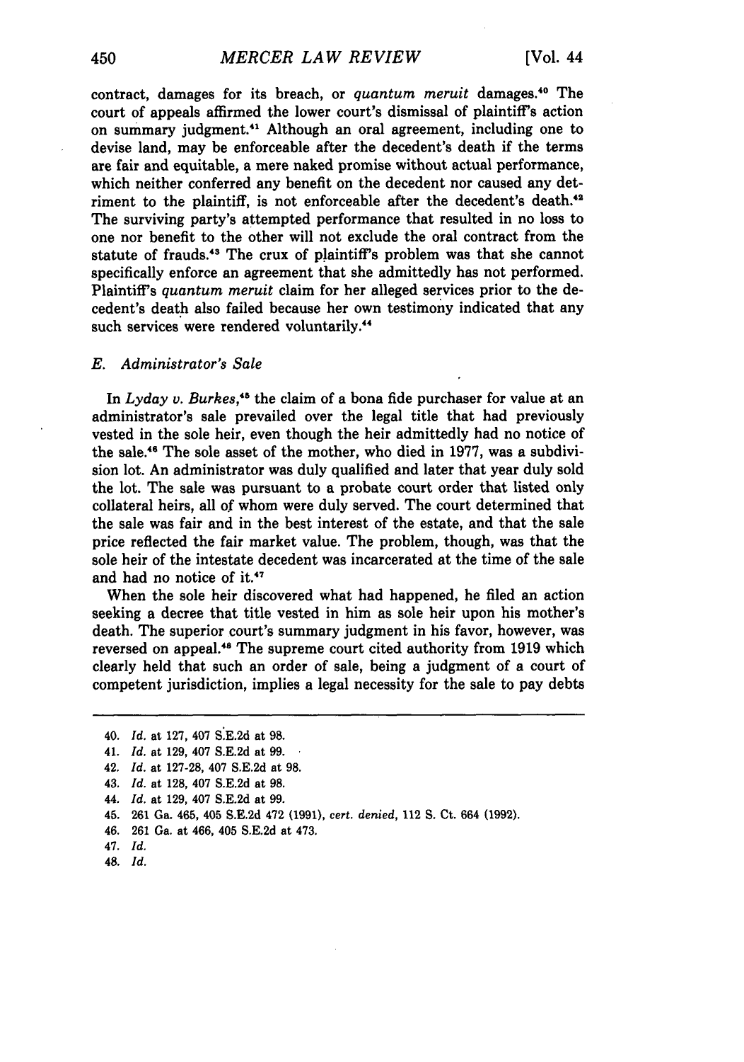contract, damages for its breach, or *quantum meruit* damages.[40] The court of appeals affirmed the lower court's dismissal of plaintiff's action on summary judgment.[41] Although an oral agreement, including one to devise land, may be enforceable after the decedent's death if the terms are fair and equitable, a mere naked promise without actual performance, which neither conferred any benefit on the decedent nor caused any detriment to the plaintiff, is not enforceable after the decedent's death.[42] The surviving party's attempted performance that resulted in no loss to one nor benefit to the other will not exclude the oral contract from the statute of frauds.[43] The crux of plaintiff's problem was that she cannot specifically enforce an agreement that she admittedly has not performed. Plaintiff's *quantum meruit* claim for her alleged services prior to the decedent's death also failed because her own testimony indicated that any such services were rendered voluntarily.[44]

### *E. Administrator's Sale*

In *Lyday v. Burkes*,[45] the claim of a bona fide purchaser for value at an administrator's sale prevailed over the legal title that had previously vested in the sole heir, even though the heir admittedly had no notice of the sale.[46] The sole asset of the mother, who died in 1977, was a subdivision lot. An administrator was duly qualified and later that year duly sold the lot. The sale was pursuant to a probate court order that listed only collateral heirs, all of whom were duly served. The court determined that the sale was fair and in the best interest of the estate, and that the sale price reflected the fair market value. The problem, though, was that the sole heir of the intestate decedent was incarcerated at the time of the sale and had no notice of it.[47]

When the sole heir discovered what had happened, he filed an action seeking a decree that title vested in him as sole heir upon his mother's death. The superior court's summary judgment in his favor, however, was reversed on appeal.[48] The supreme court cited authority from 1919 which clearly held that such an order of sale, being a judgment of a court of competent jurisdiction, implies a legal necessity for the sale to pay debts

---

40. *Id.* at 127, 407 S.E.2d at 98.
41. *Id.* at 129, 407 S.E.2d at 99.
42. *Id.* at 127-28, 407 S.E.2d at 98.
43. *Id.* at 128, 407 S.E.2d at 98.
44. *Id.* at 129, 407 S.E.2d at 99.
45. 261 Ga. 465, 405 S.E.2d 472 (1991), *cert. denied*, 112 S. Ct. 664 (1992).
46. 261 Ga. at 466, 405 S.E.2d at 473.
47. *Id.*
48. *Id.*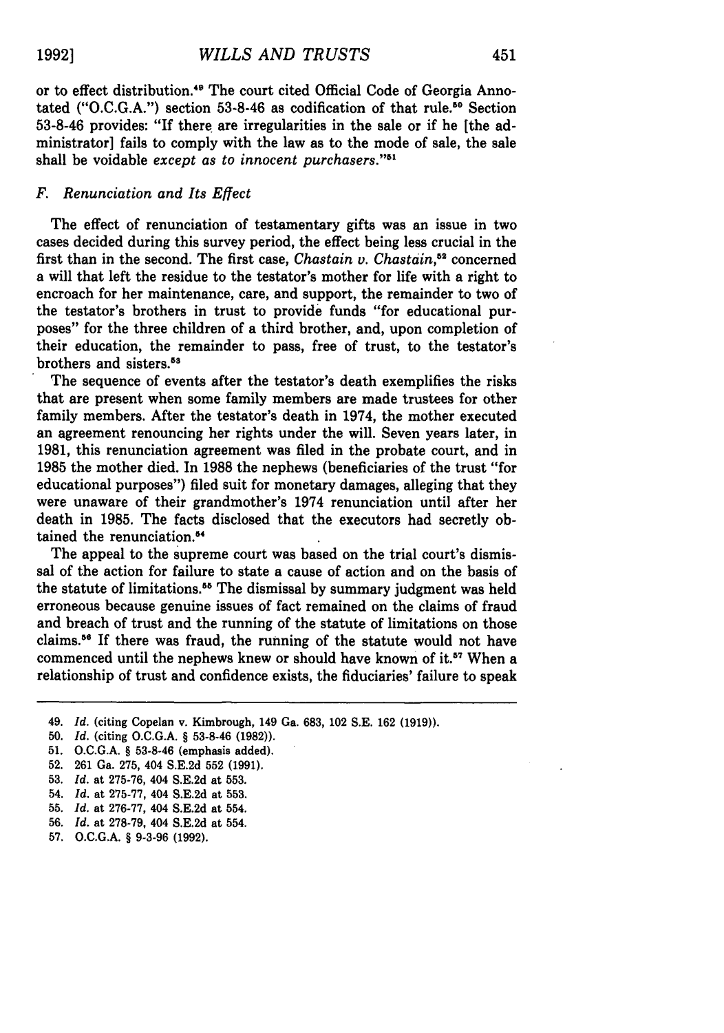or to effect distribution.[49] The court cited Official Code of Georgia Annotated ("O.C.G.A.") section 53-8-46 as codification of that rule.[50] Section 53-8-46 provides: "If there are irregularities in the sale or if he [the administrator] fails to comply with the law as to the mode of sale, the sale shall be voidable *except as to innocent purchasers*."[51]

### *F. Renunciation and Its Effect*

The effect of renunciation of testamentary gifts was an issue in two cases decided during this survey period, the effect being less crucial in the first than in the second. The first case, *Chastain v. Chastain*,[52] concerned a will that left the residue to the testator's mother for life with a right to encroach for her maintenance, care, and support, the remainder to two of the testator's brothers in trust to provide funds "for educational purposes" for the three children of a third brother, and, upon completion of their education, the remainder to pass, free of trust, to the testator's brothers and sisters.[53]

The sequence of events after the testator's death exemplifies the risks that are present when some family members are made trustees for other family members. After the testator's death in 1974, the mother executed an agreement renouncing her rights under the will. Seven years later, in 1981, this renunciation agreement was filed in the probate court, and in 1985 the mother died. In 1988 the nephews (beneficiaries of the trust "for educational purposes") filed suit for monetary damages, alleging that they were unaware of their grandmother's 1974 renunciation until after her death in 1985. The facts disclosed that the executors had secretly obtained the renunciation.[54]

The appeal to the supreme court was based on the trial court's dismissal of the action for failure to state a cause of action and on the basis of the statute of limitations.[55] The dismissal by summary judgment was held erroneous because genuine issues of fact remained on the claims of fraud and breach of trust and the running of the statute of limitations on those claims.[56] If there was fraud, the running of the statute would not have commenced until the nephews knew or should have known of it.[57] When a relationship of trust and confidence exists, the fiduciaries' failure to speak

---

49. *Id.* (citing Copelan v. Kimbrough, 149 Ga. 683, 102 S.E. 162 (1919)).
50. *Id.* (citing O.C.G.A. § 53-8-46 (1982)).
51. O.C.G.A. § 53-8-46 (emphasis added).
52. 261 Ga. 275, 404 S.E.2d 552 (1991).
53. *Id.* at 275-76, 404 S.E.2d at 553.
54. *Id.* at 275-77, 404 S.E.2d at 553.
55. *Id.* at 276-77, 404 S.E.2d at 554.
56. *Id.* at 278-79, 404 S.E.2d at 554.
57. O.C.G.A. § 9-3-96 (1992).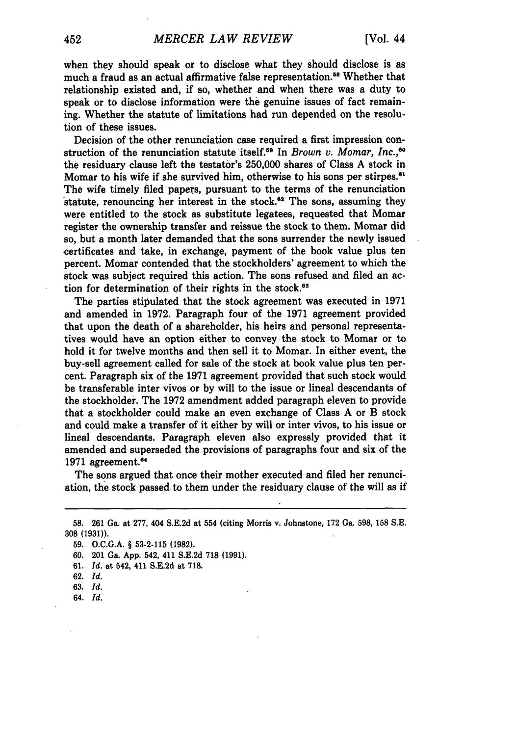when they should speak or to disclose what they should disclose is as much a fraud as an actual affirmative false representation.[58] Whether that relationship existed and, if so, whether and when there was a duty to speak or to disclose information were the genuine issues of fact remaining. Whether the statute of limitations had run depended on the resolution of these issues.

Decision of the other renunciation case required a first impression construction of the renunciation statute itself.[59] In *Brown v. Momar, Inc.*,[60] the residuary clause left the testator's 250,000 shares of Class A stock in Momar to his wife if she survived him, otherwise to his sons per stirpes.[61] The wife timely filed papers, pursuant to the terms of the renunciation statute, renouncing her interest in the stock.[62] The sons, assuming they were entitled to the stock as substitute legatees, requested that Momar register the ownership transfer and reissue the stock to them. Momar did so, but a month later demanded that the sons surrender the newly issued certificates and take, in exchange, payment of the book value plus ten percent. Momar contended that the stockholders' agreement to which the stock was subject required this action. The sons refused and filed an action for determination of their rights in the stock.[63]

The parties stipulated that the stock agreement was executed in 1971 and amended in 1972. Paragraph four of the 1971 agreement provided that upon the death of a shareholder, his heirs and personal representatives would have an option either to convey the stock to Momar or to hold it for twelve months and then sell it to Momar. In either event, the buy-sell agreement called for sale of the stock at book value plus ten percent. Paragraph six of the 1971 agreement provided that such stock would be transferable inter vivos or by will to the issue or lineal descendants of the stockholder. The 1972 amendment added paragraph eleven to provide that a stockholder could make an even exchange of Class A or B stock and could make a transfer of it either by will or inter vivos, to his issue or lineal descendants. Paragraph eleven also expressly provided that it amended and superseded the provisions of paragraphs four and six of the 1971 agreement.[64]

The sons argued that once their mother executed and filed her renunciation, the stock passed to them under the residuary clause of the will as if

---

58. 261 Ga. at 277, 404 S.E.2d at 554 (citing Morris v. Johnstone, 172 Ga. 598, 158 S.E. 308 (1931)).

59. O.C.G.A. § 53-2-115 (1982).

60. 201 Ga. App. 542, 411 S.E.2d 718 (1991).

61. *Id.* at 542, 411 S.E.2d at 718.

62. *Id.*

63. *Id.*

64. *Id.*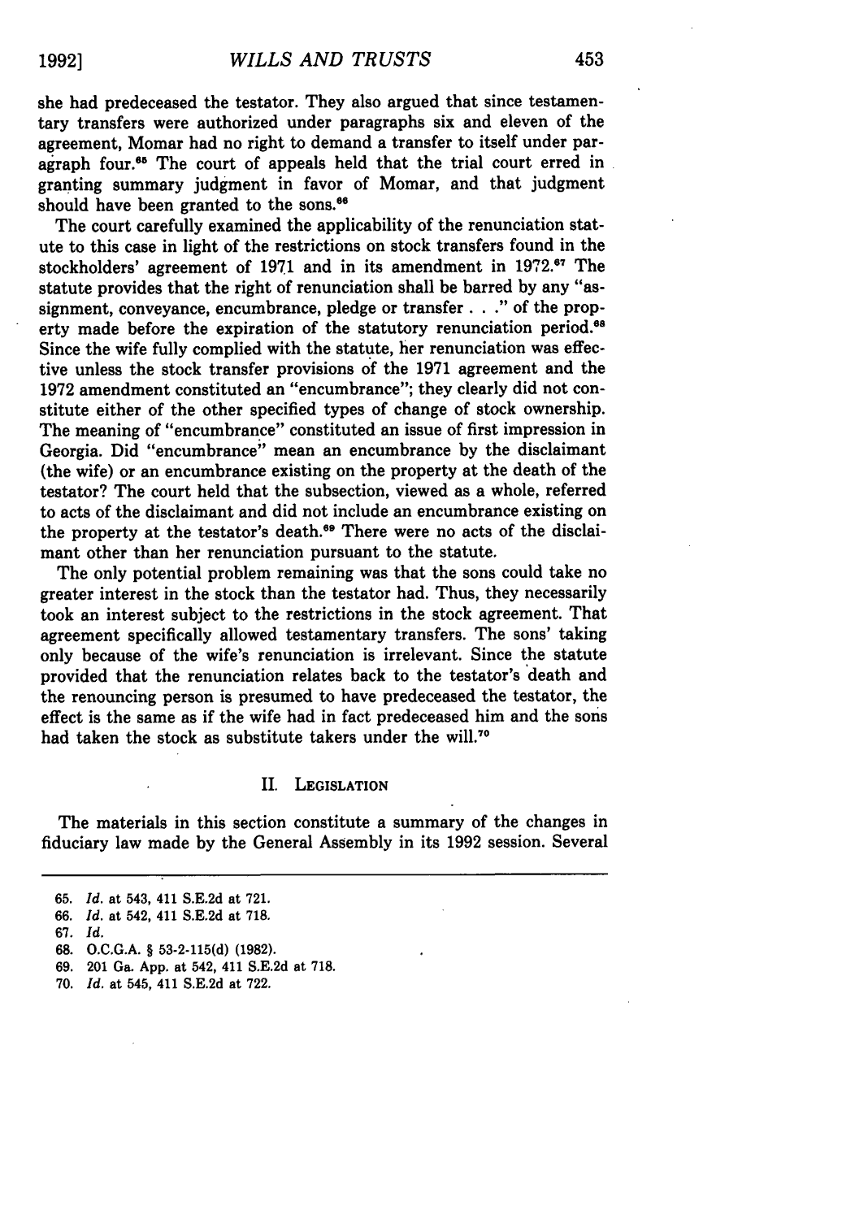she had predeceased the testator. They also argued that since testamentary transfers were authorized under paragraphs six and eleven of the agreement, Momar had no right to demand a transfer to itself under paragraph four.[65] The court of appeals held that the trial court erred in granting summary judgment in favor of Momar, and that judgment should have been granted to the sons.[66]

The court carefully examined the applicability of the renunciation statute to this case in light of the restrictions on stock transfers found in the stockholders' agreement of 1971 and in its amendment in 1972.[67] The statute provides that the right of renunciation shall be barred by any "assignment, conveyance, encumbrance, pledge or transfer . . ." of the property made before the expiration of the statutory renunciation period.[68] Since the wife fully complied with the statute, her renunciation was effective unless the stock transfer provisions of the 1971 agreement and the 1972 amendment constituted an "encumbrance"; they clearly did not constitute either of the other specified types of change of stock ownership. The meaning of "encumbrance" constituted an issue of first impression in Georgia. Did "encumbrance" mean an encumbrance by the disclaimant (the wife) or an encumbrance existing on the property at the death of the testator? The court held that the subsection, viewed as a whole, referred to acts of the disclaimant and did not include an encumbrance existing on the property at the testator's death.[69] There were no acts of the disclaimant other than her renunciation pursuant to the statute.

The only potential problem remaining was that the sons could take no greater interest in the stock than the testator had. Thus, they necessarily took an interest subject to the restrictions in the stock agreement. That agreement specifically allowed testamentary transfers. The sons' taking only because of the wife's renunciation is irrelevant. Since the statute provided that the renunciation relates back to the testator's death and the renouncing person is presumed to have predeceased the testator, the effect is the same as if the wife had in fact predeceased him and the sons had taken the stock as substitute takers under the will.[70]

## II. Legislation

The materials in this section constitute a summary of the changes in fiduciary law made by the General Assembly in its 1992 session. Several

---

65. *Id.* at 543, 411 S.E.2d at 721.
66. *Id.* at 542, 411 S.E.2d at 718.
67. *Id.*
68. O.C.G.A. § 53-2-115(d) (1982).
69. 201 Ga. App. at 542, 411 S.E.2d at 718.
70. *Id.* at 545, 411 S.E.2d at 722.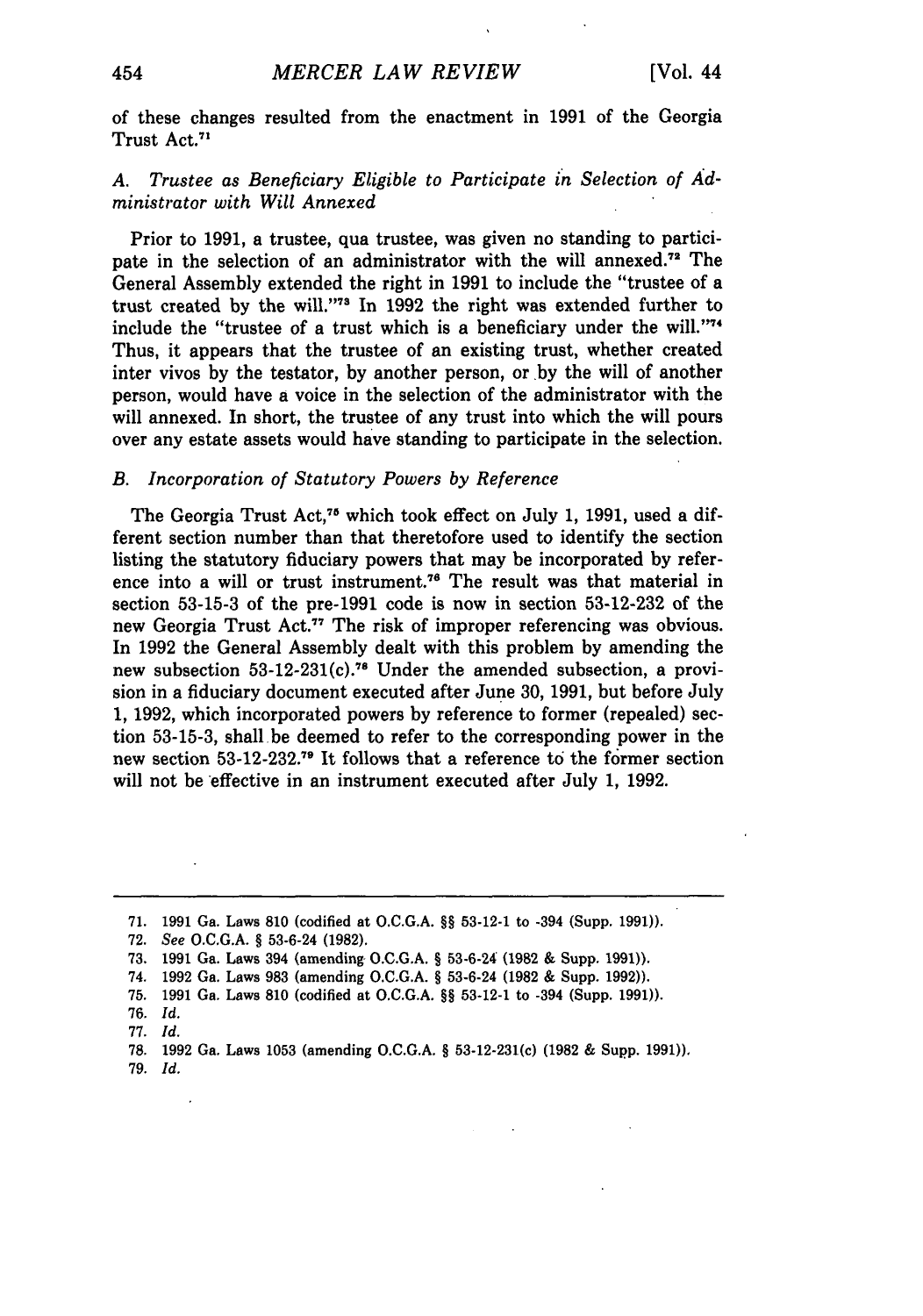of these changes resulted from the enactment in 1991 of the Georgia Trust Act.[71]

### A. *Trustee as Beneficiary Eligible to Participate in Selection of Administrator with Will Annexed*

Prior to 1991, a trustee, qua trustee, was given no standing to participate in the selection of an administrator with the will annexed.[72] The General Assembly extended the right in 1991 to include the "trustee of a trust created by the will."[73] In 1992 the right was extended further to include the "trustee of a trust which is a beneficiary under the will."[74] Thus, it appears that the trustee of an existing trust, whether created inter vivos by the testator, by another person, or by the will of another person, would have a voice in the selection of the administrator with the will annexed. In short, the trustee of any trust into which the will pours over any estate assets would have standing to participate in the selection.

### B. *Incorporation of Statutory Powers by Reference*

The Georgia Trust Act,[75] which took effect on July 1, 1991, used a different section number than that theretofore used to identify the section listing the statutory fiduciary powers that may be incorporated by reference into a will or trust instrument.[76] The result was that material in section 53-15-3 of the pre-1991 code is now in section 53-12-232 of the new Georgia Trust Act.[77] The risk of improper referencing was obvious. In 1992 the General Assembly dealt with this problem by amending the new subsection 53-12-231(c).[78] Under the amended subsection, a provision in a fiduciary document executed after June 30, 1991, but before July 1, 1992, which incorporated powers by reference to former (repealed) section 53-15-3, shall be deemed to refer to the corresponding power in the new section 53-12-232.[79] It follows that a reference to the former section will not be effective in an instrument executed after July 1, 1992.

---

71. 1991 Ga. Laws 810 (codified at O.C.G.A. §§ 53-12-1 to -394 (Supp. 1991)).
72. *See* O.C.G.A. § 53-6-24 (1982).
73. 1991 Ga. Laws 394 (amending O.C.G.A. § 53-6-24 (1982 & Supp. 1991)).
74. 1992 Ga. Laws 983 (amending O.C.G.A. § 53-6-24 (1982 & Supp. 1992)).
75. 1991 Ga. Laws 810 (codified at O.C.G.A. §§ 53-12-1 to -394 (Supp. 1991)).
76. *Id.*
77. *Id.*
78. 1992 Ga. Laws 1053 (amending O.C.G.A. § 53-12-231(c) (1982 & Supp. 1991)).
79. *Id.*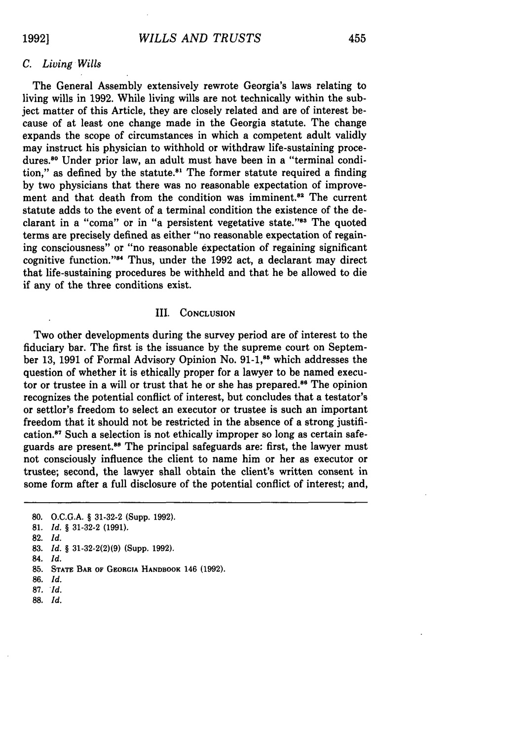### *C. Living Wills*

The General Assembly extensively rewrote Georgia's laws relating to living wills in 1992. While living wills are not technically within the subject matter of this Article, they are closely related and are of interest because of at least one change made in the Georgia statute. The change expands the scope of circumstances in which a competent adult validly may instruct his physician to withhold or withdraw life-sustaining procedures.[80] Under prior law, an adult must have been in a "terminal condition," as defined by the statute.[81] The former statute required a finding by two physicians that there was no reasonable expectation of improvement and that death from the condition was imminent.[82] The current statute adds to the event of a terminal condition the existence of the declarant in a "coma" or in "a persistent vegetative state."[83] The quoted terms are precisely defined as either "no reasonable expectation of regaining consciousness" or "no reasonable expectation of regaining significant cognitive function."[84] Thus, under the 1992 act, a declarant may direct that life-sustaining procedures be withheld and that he be allowed to die if any of the three conditions exist.

## III. Conclusion

Two other developments during the survey period are of interest to the fiduciary bar. The first is the issuance by the supreme court on September 13, 1991 of Formal Advisory Opinion No. 91-1,[85] which addresses the question of whether it is ethically proper for a lawyer to be named executor or trustee in a will or trust that he or she has prepared.[86] The opinion recognizes the potential conflict of interest, but concludes that a testator's or settlor's freedom to select an executor or trustee is such an important freedom that it should not be restricted in the absence of a strong justification.[87] Such a selection is not ethically improper so long as certain safeguards are present.[88] The principal safeguards are: first, the lawyer must not consciously influence the client to name him or her as executor or trustee; second, the lawyer shall obtain the client's written consent in some form after a full disclosure of the potential conflict of interest; and,

---

80. O.C.G.A. § 31-32-2 (Supp. 1992).
81. *Id.* § 31-32-2 (1991).
82. *Id.*
83. *Id.* § 31-32-2(2)(9) (Supp. 1992).
84. *Id.*
85. State Bar of Georgia Handbook 146 (1992).
86. *Id.*
87. *Id.*
88. *Id.*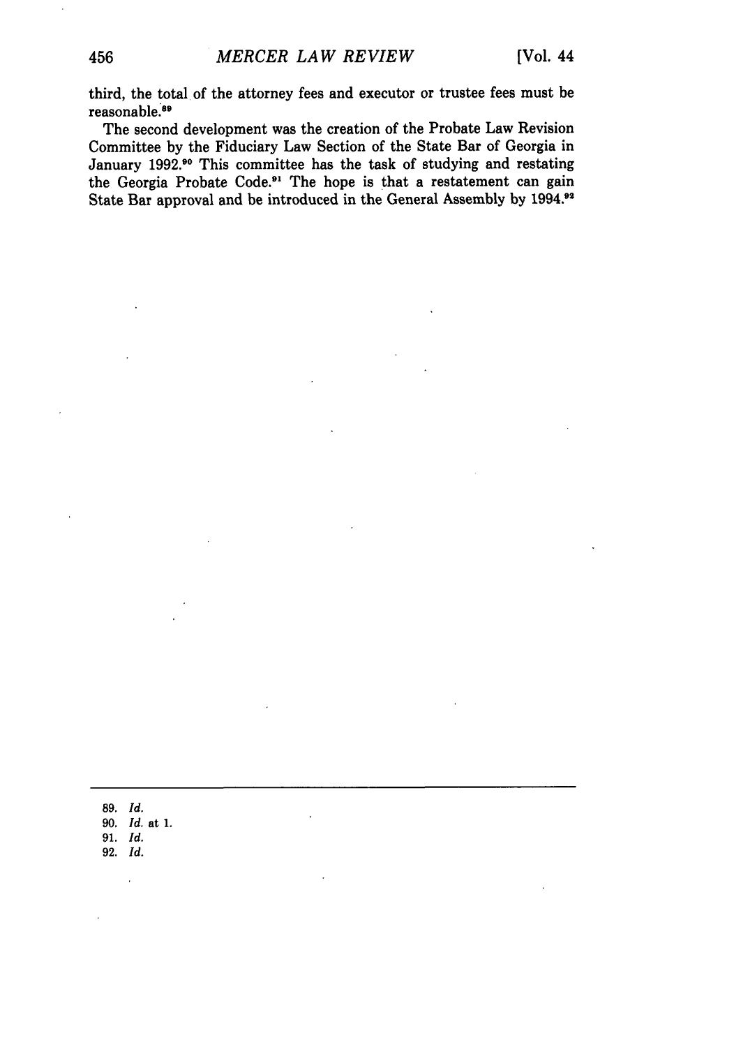third, the total of the attorney fees and executor or trustee fees must be reasonable.[89]

The second development was the creation of the Probate Law Revision Committee by the Fiduciary Law Section of the State Bar of Georgia in January 1992.[90] This committee has the task of studying and restating the Georgia Probate Code.[91] The hope is that a restatement can gain State Bar approval and be introduced in the General Assembly by 1994.[92]

---

89. *Id.*
90. *Id.* at 1.
91. *Id.*
92. *Id.*